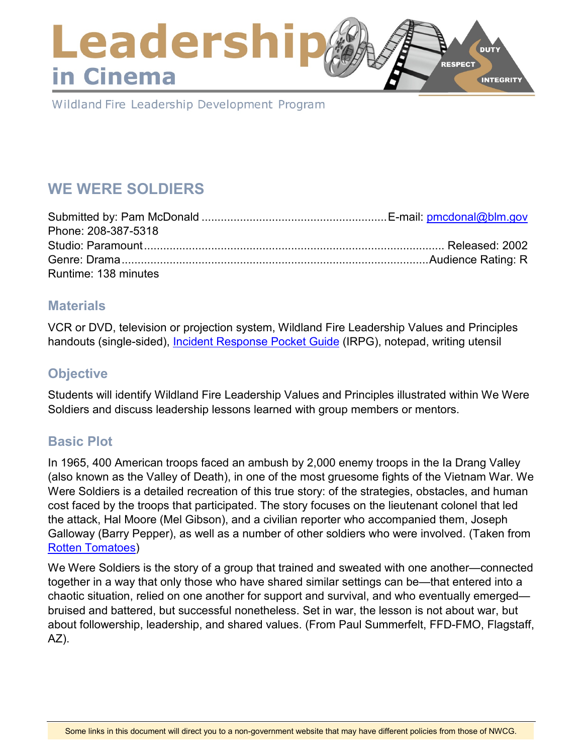# Leadership in Cinema

Wildland Fire Leadership Development Program

## WE WERE SOLDIERS

Submitted by: Pam McDonald ........................................................ E-mail: [pmcdonal@blm.gov](mailto:pmcdonal@blm.gov)
Phone: 208-387-5318
Studio: Paramount ........................................................................................ Released: 2002
Genre: Drama ............................................................................................ Audience Rating: R
Runtime: 138 minutes

### Materials

VCR or DVD, television or projection system, Wildland Fire Leadership Values and Principles handouts (single-sided), [Incident Response Pocket Guide](#) (IRPG), notepad, writing utensil

### Objective

Students will identify Wildland Fire Leadership Values and Principles illustrated within We Were Soldiers and discuss leadership lessons learned with group members or mentors.

### Basic Plot

In 1965, 400 American troops faced an ambush by 2,000 enemy troops in the Ia Drang Valley (also known as the Valley of Death), in one of the most gruesome fights of the Vietnam War. We Were Soldiers is a detailed recreation of this true story: of the strategies, obstacles, and human cost faced by the troops that participated. The story focuses on the lieutenant colonel that led the attack, Hal Moore (Mel Gibson), and a civilian reporter who accompanied them, Joseph Galloway (Barry Pepper), as well as a number of other soldiers who were involved. (Taken from [Rotten Tomatoes](#))

We Were Soldiers is the story of a group that trained and sweated with one another—connected together in a way that only those who have shared similar settings can be—that entered into a chaotic situation, relied on one another for support and survival, and who eventually emerged—bruised and battered, but successful nonetheless. Set in war, the lesson is not about war, but about followership, leadership, and shared values. (From Paul Summerfelt, FFD-FMO, Flagstaff, AZ).

Some links in this document will direct you to a non-government website that may have different policies from those of NWCG.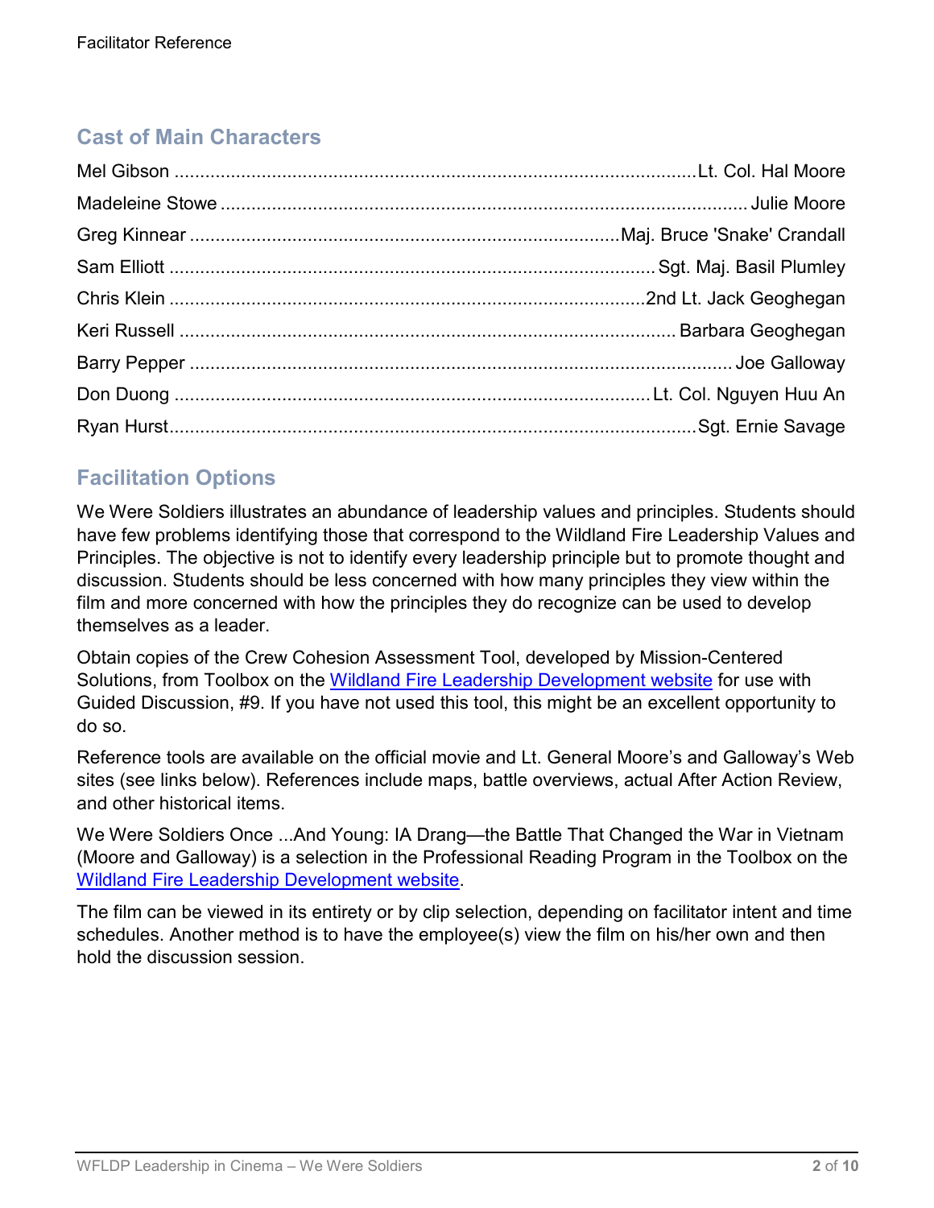## Cast of Main Characters

Mel Gibson ........................................................................................................ Lt. Col. Hal Moore
Madeleine Stowe ..................................................................................................... Julie Moore
Greg Kinnear .................................................................................... Maj. Bruce 'Snake' Crandall
Sam Elliott ................................................................................................ Sgt. Maj. Basil Plumley
Chris Klein ............................................................................................ 2nd Lt. Jack Geoghegan
Keri Russell ................................................................................................ Barbara Geoghegan
Barry Pepper ........................................................................................................... Joe Galloway
Don Duong ........................................................................................... Lt. Col. Nguyen Huu An
Ryan Hurst ....................................................................................................... Sgt. Ernie Savage

## Facilitation Options

We Were Soldiers illustrates an abundance of leadership values and principles. Students should have few problems identifying those that correspond to the Wildland Fire Leadership Values and Principles. The objective is not to identify every leadership principle but to promote thought and discussion. Students should be less concerned with how many principles they view within the film and more concerned with how the principles they do recognize can be used to develop themselves as a leader.

Obtain copies of the Crew Cohesion Assessment Tool, developed by Mission-Centered Solutions, from Toolbox on the [Wildland Fire Leadership Development website](#) for use with Guided Discussion, #9. If you have not used this tool, this might be an excellent opportunity to do so.

Reference tools are available on the official movie and Lt. General Moore's and Galloway's Web sites (see links below). References include maps, battle overviews, actual After Action Review, and other historical items.

We Were Soldiers Once ...And Young: IA Drang—the Battle That Changed the War in Vietnam (Moore and Galloway) is a selection in the Professional Reading Program in the Toolbox on the [Wildland Fire Leadership Development website](#).

The film can be viewed in its entirety or by clip selection, depending on facilitator intent and time schedules. Another method is to have the employee(s) view the film on his/her own and then hold the discussion session.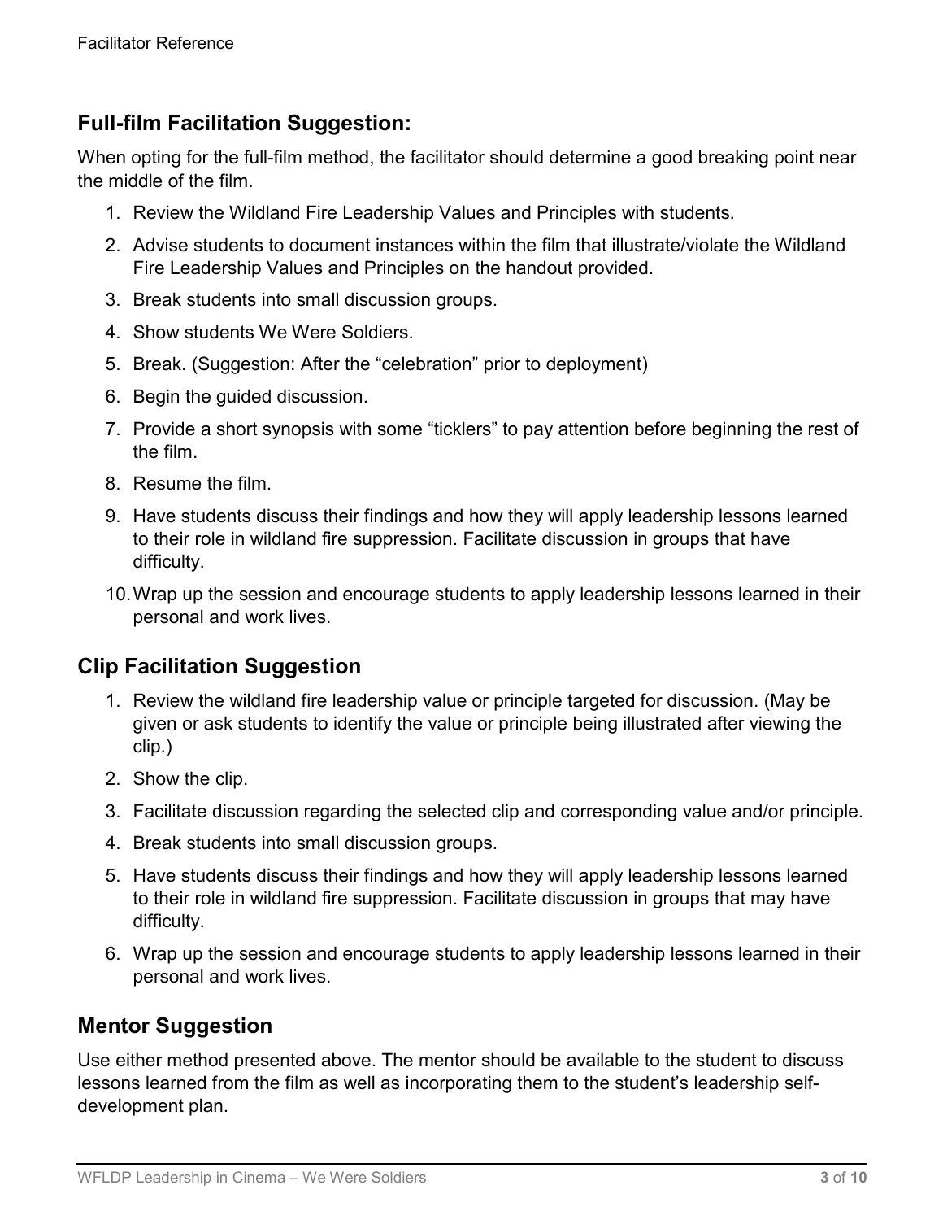## Full-film Facilitation Suggestion:

When opting for the full-film method, the facilitator should determine a good breaking point near the middle of the film.

1. Review the Wildland Fire Leadership Values and Principles with students.
2. Advise students to document instances within the film that illustrate/violate the Wildland Fire Leadership Values and Principles on the handout provided.
3. Break students into small discussion groups.
4. Show students We Were Soldiers.
5. Break. (Suggestion: After the "celebration" prior to deployment)
6. Begin the guided discussion.
7. Provide a short synopsis with some "ticklers" to pay attention before beginning the rest of the film.
8. Resume the film.
9. Have students discuss their findings and how they will apply leadership lessons learned to their role in wildland fire suppression. Facilitate discussion in groups that have difficulty.
10. Wrap up the session and encourage students to apply leadership lessons learned in their personal and work lives.

## Clip Facilitation Suggestion

1. Review the wildland fire leadership value or principle targeted for discussion. (May be given or ask students to identify the value or principle being illustrated after viewing the clip.)
2. Show the clip.
3. Facilitate discussion regarding the selected clip and corresponding value and/or principle.
4. Break students into small discussion groups.
5. Have students discuss their findings and how they will apply leadership lessons learned to their role in wildland fire suppression. Facilitate discussion in groups that may have difficulty.
6. Wrap up the session and encourage students to apply leadership lessons learned in their personal and work lives.

## Mentor Suggestion

Use either method presented above. The mentor should be available to the student to discuss lessons learned from the film as well as incorporating them to the student's leadership self-development plan.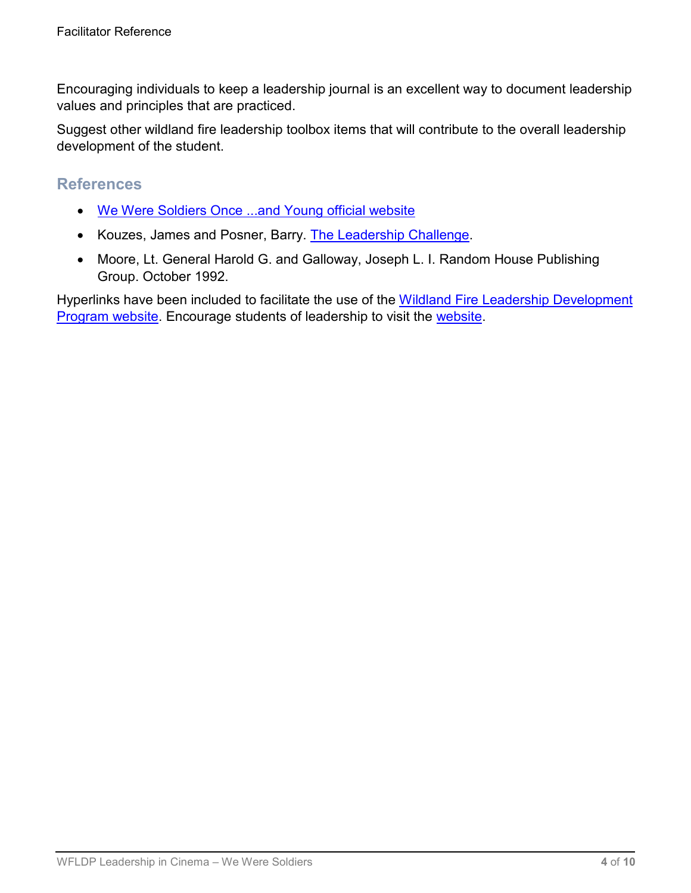Encouraging individuals to keep a leadership journal is an excellent way to document leadership values and principles that are practiced.

Suggest other wildland fire leadership toolbox items that will contribute to the overall leadership development of the student.

## References

- We Were Soldiers Once ...and Young official website
- Kouzes, James and Posner, Barry. The Leadership Challenge.
- Moore, Lt. General Harold G. and Galloway, Joseph L. I. Random House Publishing Group. October 1992.

Hyperlinks have been included to facilitate the use of the Wildland Fire Leadership Development Program website. Encourage students of leadership to visit the website.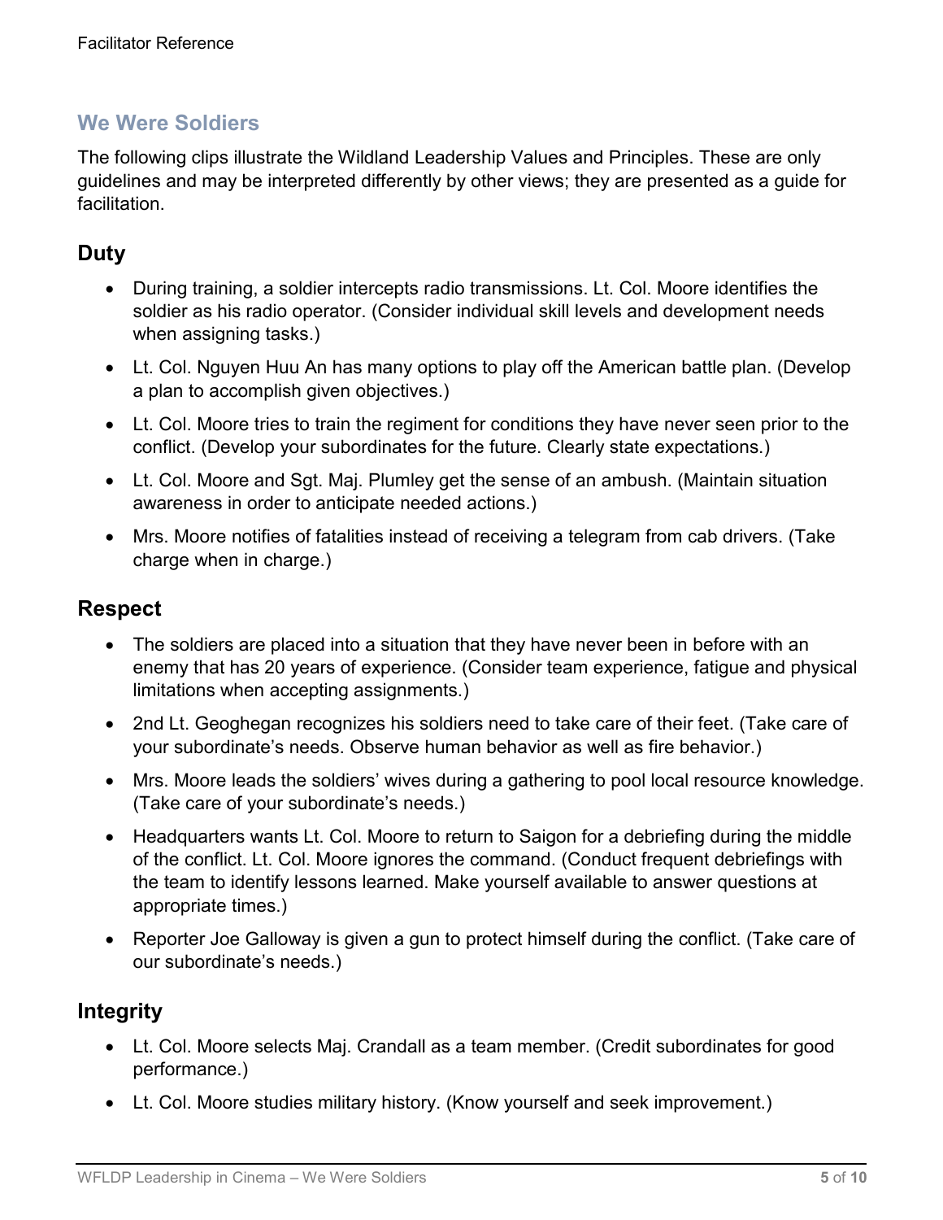## We Were Soldiers

The following clips illustrate the Wildland Leadership Values and Principles. These are only guidelines and may be interpreted differently by other views; they are presented as a guide for facilitation.

### Duty

- During training, a soldier intercepts radio transmissions. Lt. Col. Moore identifies the soldier as his radio operator. (Consider individual skill levels and development needs when assigning tasks.)
- Lt. Col. Nguyen Huu An has many options to play off the American battle plan. (Develop a plan to accomplish given objectives.)
- Lt. Col. Moore tries to train the regiment for conditions they have never seen prior to the conflict. (Develop your subordinates for the future. Clearly state expectations.)
- Lt. Col. Moore and Sgt. Maj. Plumley get the sense of an ambush. (Maintain situation awareness in order to anticipate needed actions.)
- Mrs. Moore notifies of fatalities instead of receiving a telegram from cab drivers. (Take charge when in charge.)

### Respect

- The soldiers are placed into a situation that they have never been in before with an enemy that has 20 years of experience. (Consider team experience, fatigue and physical limitations when accepting assignments.)
- 2nd Lt. Geoghegan recognizes his soldiers need to take care of their feet. (Take care of your subordinate's needs. Observe human behavior as well as fire behavior.)
- Mrs. Moore leads the soldiers' wives during a gathering to pool local resource knowledge. (Take care of your subordinate's needs.)
- Headquarters wants Lt. Col. Moore to return to Saigon for a debriefing during the middle of the conflict. Lt. Col. Moore ignores the command. (Conduct frequent debriefings with the team to identify lessons learned. Make yourself available to answer questions at appropriate times.)
- Reporter Joe Galloway is given a gun to protect himself during the conflict. (Take care of our subordinate's needs.)

### Integrity

- Lt. Col. Moore selects Maj. Crandall as a team member. (Credit subordinates for good performance.)
- Lt. Col. Moore studies military history. (Know yourself and seek improvement.)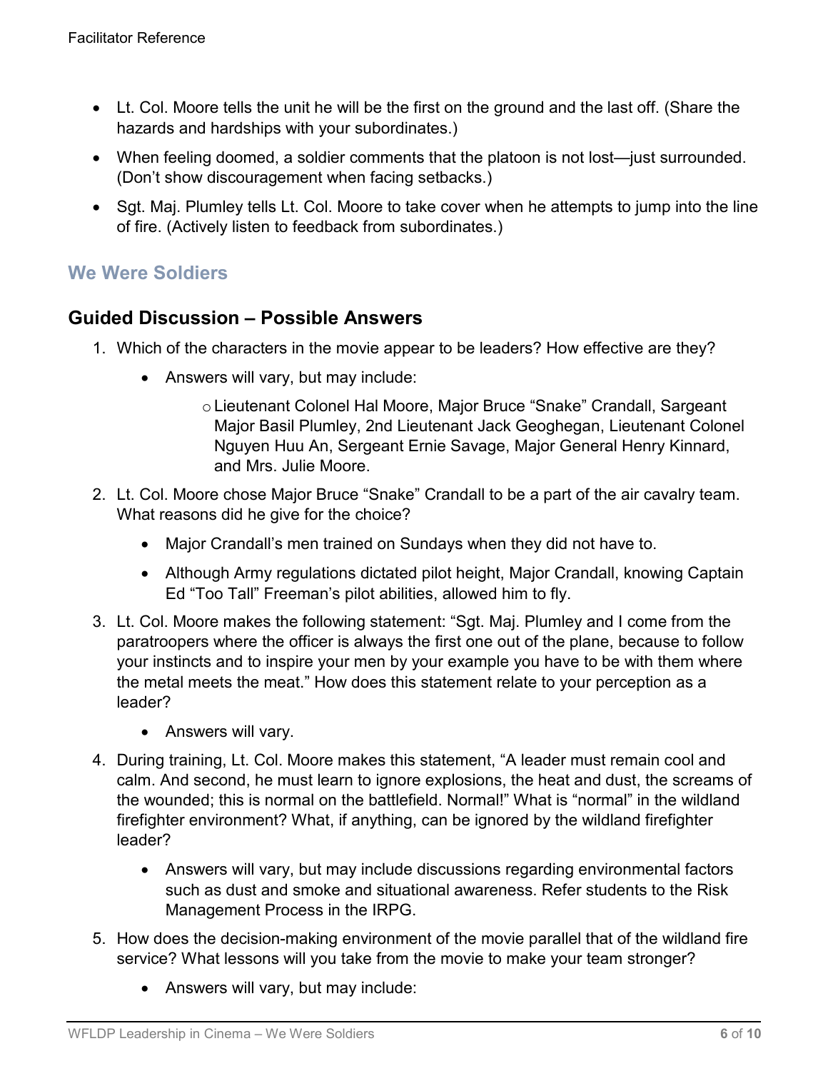- Lt. Col. Moore tells the unit he will be the first on the ground and the last off. (Share the hazards and hardships with your subordinates.)
- When feeling doomed, a soldier comments that the platoon is not lost—just surrounded. (Don't show discouragement when facing setbacks.)
- Sgt. Maj. Plumley tells Lt. Col. Moore to take cover when he attempts to jump into the line of fire. (Actively listen to feedback from subordinates.)

## We Were Soldiers

## Guided Discussion – Possible Answers

1. Which of the characters in the movie appear to be leaders? How effective are they?
   - Answers will vary, but may include:
     - Lieutenant Colonel Hal Moore, Major Bruce "Snake" Crandall, Sargeant Major Basil Plumley, 2nd Lieutenant Jack Geoghegan, Lieutenant Colonel Nguyen Huu An, Sergeant Ernie Savage, Major General Henry Kinnard, and Mrs. Julie Moore.
2. Lt. Col. Moore chose Major Bruce "Snake" Crandall to be a part of the air cavalry team. What reasons did he give for the choice?
   - Major Crandall's men trained on Sundays when they did not have to.
   - Although Army regulations dictated pilot height, Major Crandall, knowing Captain Ed "Too Tall" Freeman's pilot abilities, allowed him to fly.
3. Lt. Col. Moore makes the following statement: "Sgt. Maj. Plumley and I come from the paratroopers where the officer is always the first one out of the plane, because to follow your instincts and to inspire your men by your example you have to be with them where the metal meets the meat." How does this statement relate to your perception as a leader?
   - Answers will vary.
4. During training, Lt. Col. Moore makes this statement, "A leader must remain cool and calm. And second, he must learn to ignore explosions, the heat and dust, the screams of the wounded; this is normal on the battlefield. Normal!" What is "normal" in the wildland firefighter environment? What, if anything, can be ignored by the wildland firefighter leader?
   - Answers will vary, but may include discussions regarding environmental factors such as dust and smoke and situational awareness. Refer students to the Risk Management Process in the IRPG.
5. How does the decision-making environment of the movie parallel that of the wildland fire service? What lessons will you take from the movie to make your team stronger?
   - Answers will vary, but may include: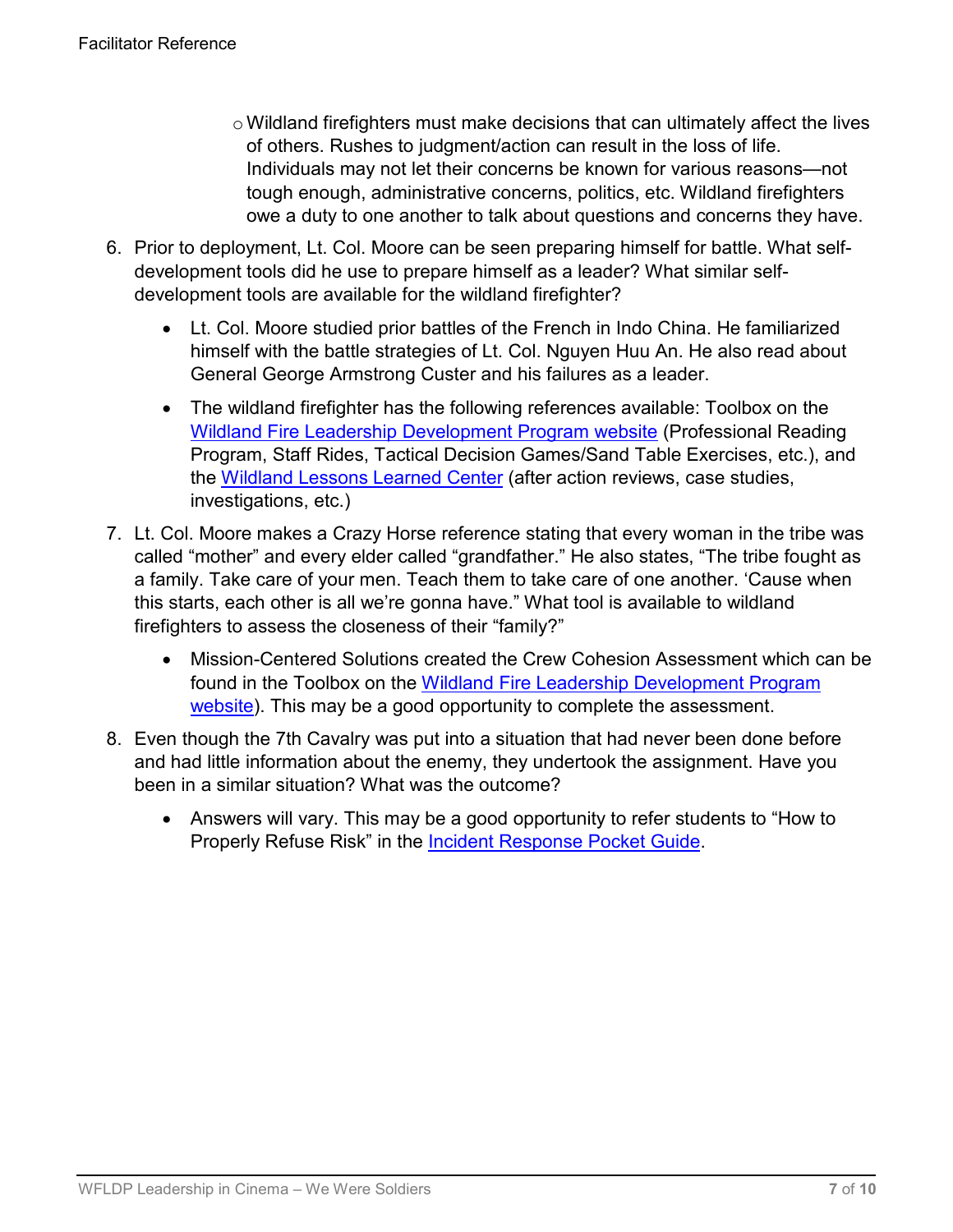- Wildland firefighters must make decisions that can ultimately affect the lives of others. Rushes to judgment/action can result in the loss of life. Individuals may not let their concerns be known for various reasons—not tough enough, administrative concerns, politics, etc. Wildland firefighters owe a duty to one another to talk about questions and concerns they have.

6. Prior to deployment, Lt. Col. Moore can be seen preparing himself for battle. What self-development tools did he use to prepare himself as a leader? What similar self-development tools are available for the wildland firefighter?

   - Lt. Col. Moore studied prior battles of the French in Indo China. He familiarized himself with the battle strategies of Lt. Col. Nguyen Huu An. He also read about General George Armstrong Custer and his failures as a leader.
   - The wildland firefighter has the following references available: Toolbox on the Wildland Fire Leadership Development Program website (Professional Reading Program, Staff Rides, Tactical Decision Games/Sand Table Exercises, etc.), and the Wildland Lessons Learned Center (after action reviews, case studies, investigations, etc.)

7. Lt. Col. Moore makes a Crazy Horse reference stating that every woman in the tribe was called "mother" and every elder called "grandfather." He also states, "The tribe fought as a family. Take care of your men. Teach them to take care of one another. 'Cause when this starts, each other is all we're gonna have." What tool is available to wildland firefighters to assess the closeness of their "family?"

   - Mission-Centered Solutions created the Crew Cohesion Assessment which can be found in the Toolbox on the Wildland Fire Leadership Development Program website). This may be a good opportunity to complete the assessment.

8. Even though the 7th Cavalry was put into a situation that had never been done before and had little information about the enemy, they undertook the assignment. Have you been in a similar situation? What was the outcome?

   - Answers will vary. This may be a good opportunity to refer students to "How to Properly Refuse Risk" in the Incident Response Pocket Guide.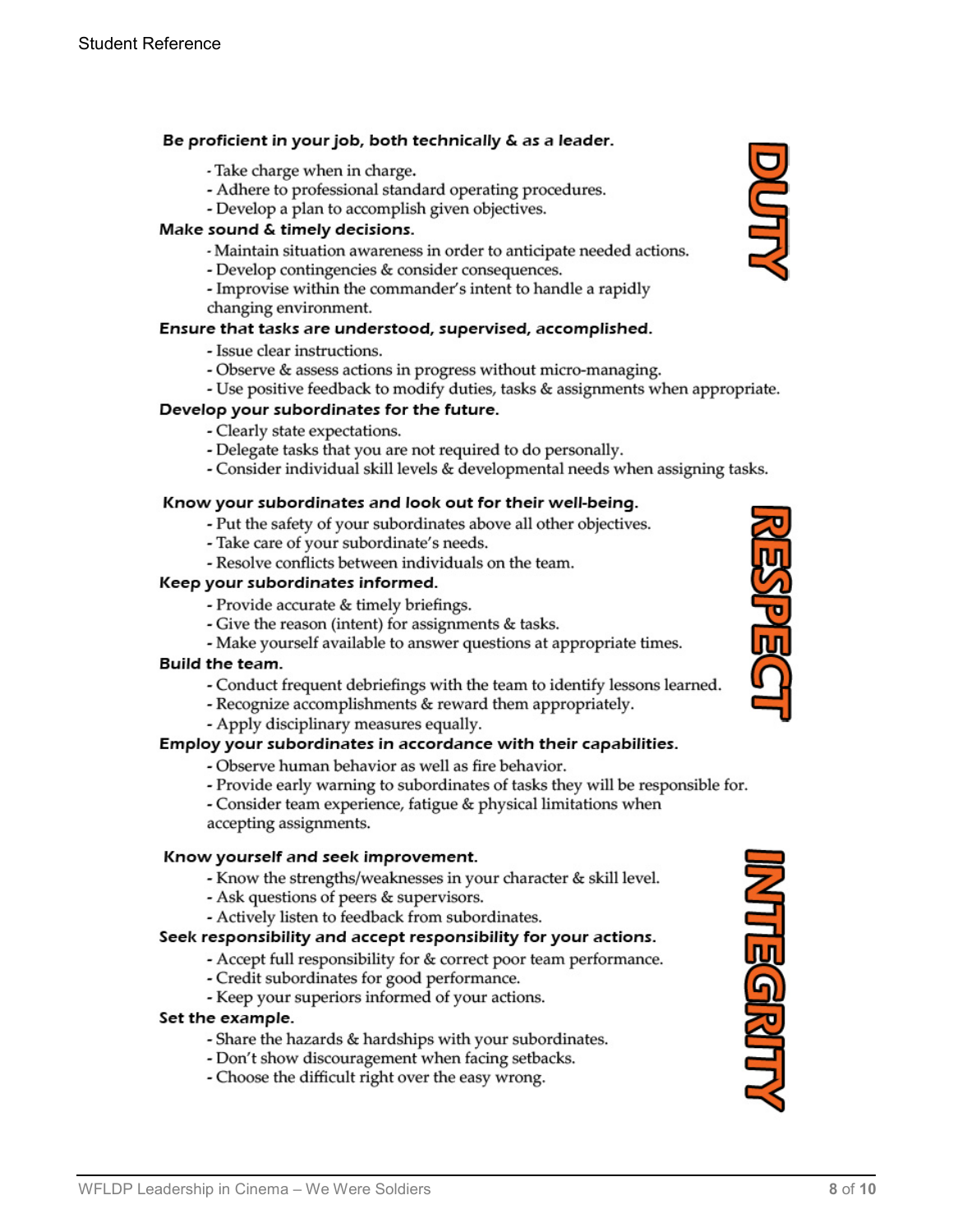Student Reference

## DUTY

**Be proficient in your job, both technically & as a leader.**

- Take charge when in charge.
- Adhere to professional standard operating procedures.
- Develop a plan to accomplish given objectives.

**Make sound & timely decisions.**

- Maintain situation awareness in order to anticipate needed actions.
- Develop contingencies & consider consequences.
- Improvise within the commander's intent to handle a rapidly changing environment.

**Ensure that tasks are understood, supervised, accomplished.**

- Issue clear instructions.
- Observe & assess actions in progress without micro-managing.
- Use positive feedback to modify duties, tasks & assignments when appropriate.

**Develop your subordinates for the future.**

- Clearly state expectations.
- Delegate tasks that you are not required to do personally.
- Consider individual skill levels & developmental needs when assigning tasks.

## RESPECT

**Know your subordinates and look out for their well-being.**

- Put the safety of your subordinates above all other objectives.
- Take care of your subordinate's needs.
- Resolve conflicts between individuals on the team.

**Keep your subordinates informed.**

- Provide accurate & timely briefings.
- Give the reason (intent) for assignments & tasks.
- Make yourself available to answer questions at appropriate times.

**Build the team.**

- Conduct frequent debriefings with the team to identify lessons learned.
- Recognize accomplishments & reward them appropriately.
- Apply disciplinary measures equally.

**Employ your subordinates in accordance with their capabilities.**

- Observe human behavior as well as fire behavior.
- Provide early warning to subordinates of tasks they will be responsible for.
- Consider team experience, fatigue & physical limitations when accepting assignments.

## INTEGRITY

**Know yourself and seek improvement.**

- Know the strengths/weaknesses in your character & skill level.
- Ask questions of peers & supervisors.
- Actively listen to feedback from subordinates.

**Seek responsibility and accept responsibility for your actions.**

- Accept full responsibility for & correct poor team performance.
- Credit subordinates for good performance.
- Keep your superiors informed of your actions.

**Set the example.**

- Share the hazards & hardships with your subordinates.
- Don't show discouragement when facing setbacks.
- Choose the difficult right over the easy wrong.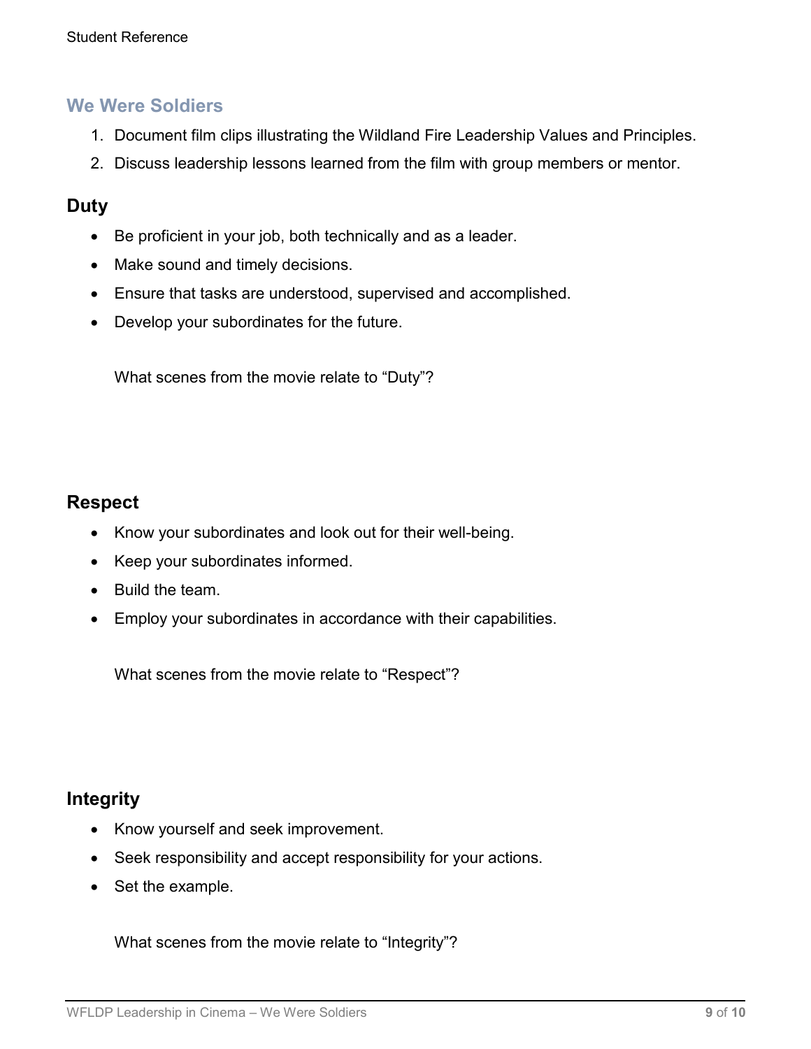## We Were Soldiers

1. Document film clips illustrating the Wildland Fire Leadership Values and Principles.
2. Discuss leadership lessons learned from the film with group members or mentor.

### Duty

- Be proficient in your job, both technically and as a leader.
- Make sound and timely decisions.
- Ensure that tasks are understood, supervised and accomplished.
- Develop your subordinates for the future.

What scenes from the movie relate to "Duty"?

### Respect

- Know your subordinates and look out for their well-being.
- Keep your subordinates informed.
- Build the team.
- Employ your subordinates in accordance with their capabilities.

What scenes from the movie relate to "Respect"?

### Integrity

- Know yourself and seek improvement.
- Seek responsibility and accept responsibility for your actions.
- Set the example.

What scenes from the movie relate to "Integrity"?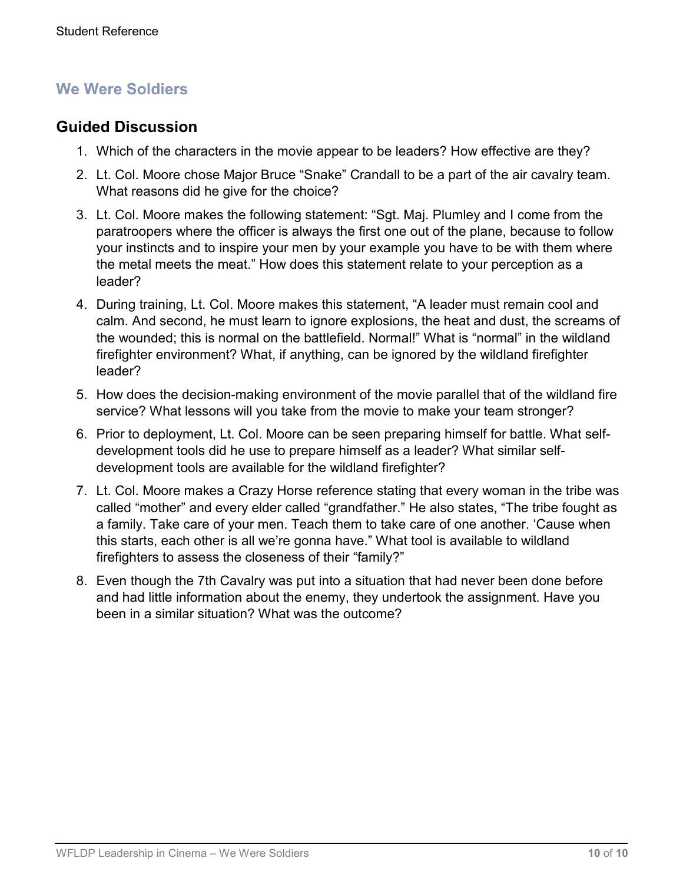## We Were Soldiers

### Guided Discussion

1. Which of the characters in the movie appear to be leaders? How effective are they?
2. Lt. Col. Moore chose Major Bruce "Snake" Crandall to be a part of the air cavalry team. What reasons did he give for the choice?
3. Lt. Col. Moore makes the following statement: "Sgt. Maj. Plumley and I come from the paratroopers where the officer is always the first one out of the plane, because to follow your instincts and to inspire your men by your example you have to be with them where the metal meets the meat." How does this statement relate to your perception as a leader?
4. During training, Lt. Col. Moore makes this statement, "A leader must remain cool and calm. And second, he must learn to ignore explosions, the heat and dust, the screams of the wounded; this is normal on the battlefield. Normal!" What is "normal" in the wildland firefighter environment? What, if anything, can be ignored by the wildland firefighter leader?
5. How does the decision-making environment of the movie parallel that of the wildland fire service? What lessons will you take from the movie to make your team stronger?
6. Prior to deployment, Lt. Col. Moore can be seen preparing himself for battle. What self-development tools did he use to prepare himself as a leader? What similar self-development tools are available for the wildland firefighter?
7. Lt. Col. Moore makes a Crazy Horse reference stating that every woman in the tribe was called "mother" and every elder called "grandfather." He also states, "The tribe fought as a family. Take care of your men. Teach them to take care of one another. 'Cause when this starts, each other is all we're gonna have." What tool is available to wildland firefighters to assess the closeness of their "family?"
8. Even though the 7th Cavalry was put into a situation that had never been done before and had little information about the enemy, they undertook the assignment. Have you been in a similar situation? What was the outcome?